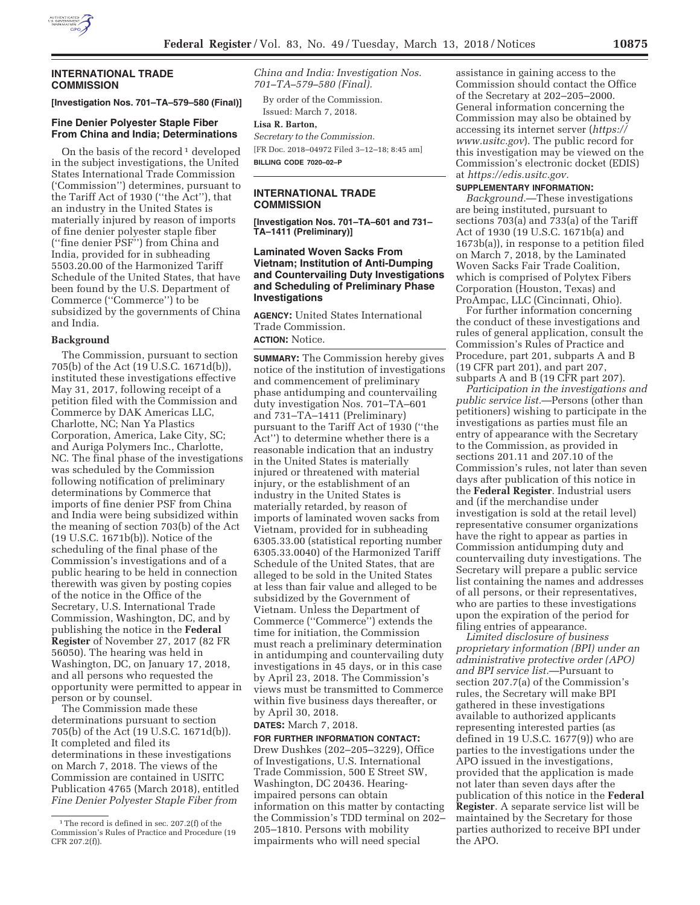## INTERNATIONAL TRADE COMMISSION

**[Investigation Nos. 701–TA–579–580 (Final)]**

### Fine Denier Polyester Staple Fiber From China and India; Determinations

On the basis of the record [1] developed in the subject investigations, the United States International Trade Commission ('Commission'') determines, pursuant to the Tariff Act of 1930 (''the Act''), that an industry in the United States is materially injured by reason of imports of fine denier polyester staple fiber (''fine denier PSF'') from China and India, provided for in subheading 5503.20.00 of the Harmonized Tariff Schedule of the United States, that have been found by the U.S. Department of Commerce (''Commerce'') to be subsidized by the governments of China and India.

#### Background

The Commission, pursuant to section 705(b) of the Act (19 U.S.C. 1671d(b)), instituted these investigations effective May 31, 2017, following receipt of a petition filed with the Commission and Commerce by DAK Americas LLC, Charlotte, NC; Nan Ya Plastics Corporation, America, Lake City, SC; and Auriga Polymers Inc., Charlotte, NC. The final phase of the investigations was scheduled by the Commission following notification of preliminary determinations by Commerce that imports of fine denier PSF from China and India were being subsidized within the meaning of section 703(b) of the Act (19 U.S.C. 1671b(b)). Notice of the scheduling of the final phase of the Commission's investigations and of a public hearing to be held in connection therewith was given by posting copies of the notice in the Office of the Secretary, U.S. International Trade Commission, Washington, DC, and by publishing the notice in the **Federal Register** of November 27, 2017 (82 FR 56050). The hearing was held in Washington, DC, on January 17, 2018, and all persons who requested the opportunity were permitted to appear in person or by counsel.

The Commission made these determinations pursuant to section 705(b) of the Act (19 U.S.C. 1671d(b)). It completed and filed its determinations in these investigations on March 7, 2018. The views of the Commission are contained in USITC Publication 4765 (March 2018), entitled *Fine Denier Polyester Staple Fiber from China and India: Investigation Nos. 701–TA–579–580 (Final).*

By order of the Commission.

Issued: March 7, 2018.

**Lisa R. Barton,**

*Secretary to the Commission.*

[FR Doc. 2018–04972 Filed 3–12–18; 8:45 am]

**BILLING CODE 7020–02–P**

[1] The record is defined in sec. 207.2(f) of the Commission's Rules of Practice and Procedure (19 CFR 207.2(f)).

---

## INTERNATIONAL TRADE COMMISSION

**[Investigation Nos. 701–TA–601 and 731–TA–1411 (Preliminary)]**

### Laminated Woven Sacks From Vietnam; Institution of Anti-Dumping and Countervailing Duty Investigations and Scheduling of Preliminary Phase Investigations

**AGENCY:** United States International Trade Commission.

**ACTION:** Notice.

**SUMMARY:** The Commission hereby gives notice of the institution of investigations and commencement of preliminary phase antidumping and countervailing duty investigation Nos. 701–TA–601 and 731–TA–1411 (Preliminary) pursuant to the Tariff Act of 1930 (''the Act'') to determine whether there is a reasonable indication that an industry in the United States is materially injured or threatened with material injury, or the establishment of an industry in the United States is materially retarded, by reason of imports of laminated woven sacks from Vietnam, provided for in subheading 6305.33.00 (statistical reporting number 6305.33.0040) of the Harmonized Tariff Schedule of the United States, that are alleged to be sold in the United States at less than fair value and alleged to be subsidized by the Government of Vietnam. Unless the Department of Commerce (''Commerce'') extends the time for initiation, the Commission must reach a preliminary determination in antidumping and countervailing duty investigations in 45 days, or in this case by April 23, 2018. The Commission's views must be transmitted to Commerce within five business days thereafter, or by April 30, 2018.

**DATES:** March 7, 2018.

**FOR FURTHER INFORMATION CONTACT:** Drew Dushkes (202–205–3229), Office of Investigations, U.S. International Trade Commission, 500 E Street SW, Washington, DC 20436. Hearing-impaired persons can obtain information on this matter by contacting the Commission's TDD terminal on 202–205–1810. Persons with mobility impairments who will need special assistance in gaining access to the Commission should contact the Office of the Secretary at 202–205–2000. General information concerning the Commission may also be obtained by accessing its internet server (*https://www.usitc.gov*). The public record for this investigation may be viewed on the Commission's electronic docket (EDIS) at *https://edis.usitc.gov.*

**SUPPLEMENTARY INFORMATION:**

*Background.*—These investigations are being instituted, pursuant to sections 703(a) and 733(a) of the Tariff Act of 1930 (19 U.S.C. 1671b(a) and 1673b(a)), in response to a petition filed on March 7, 2018, by the Laminated Woven Sacks Fair Trade Coalition, which is comprised of Polytex Fibers Corporation (Houston, Texas) and ProAmpac, LLC (Cincinnati, Ohio).

For further information concerning the conduct of these investigations and rules of general application, consult the Commission's Rules of Practice and Procedure, part 201, subparts A and B (19 CFR part 201), and part 207, subparts A and B (19 CFR part 207).

*Participation in the investigations and public service list.*—Persons (other than petitioners) wishing to participate in the investigations as parties must file an entry of appearance with the Secretary to the Commission, as provided in sections 201.11 and 207.10 of the Commission's rules, not later than seven days after publication of this notice in the **Federal Register**. Industrial users and (if the merchandise under investigation is sold at the retail level) representative consumer organizations have the right to appear as parties in Commission antidumping duty and countervailing duty investigations. The Secretary will prepare a public service list containing the names and addresses of all persons, or their representatives, who are parties to these investigations upon the expiration of the period for filing entries of appearance.

*Limited disclosure of business proprietary information (BPI) under an administrative protective order (APO) and BPI service list.*—Pursuant to section 207.7(a) of the Commission's rules, the Secretary will make BPI gathered in these investigations available to authorized applicants representing interested parties (as defined in 19 U.S.C. 1677(9)) who are parties to the investigations under the APO issued in the investigations, provided that the application is made not later than seven days after the publication of this notice in the **Federal Register**. A separate service list will be maintained by the Secretary for those parties authorized to receive BPI under the APO.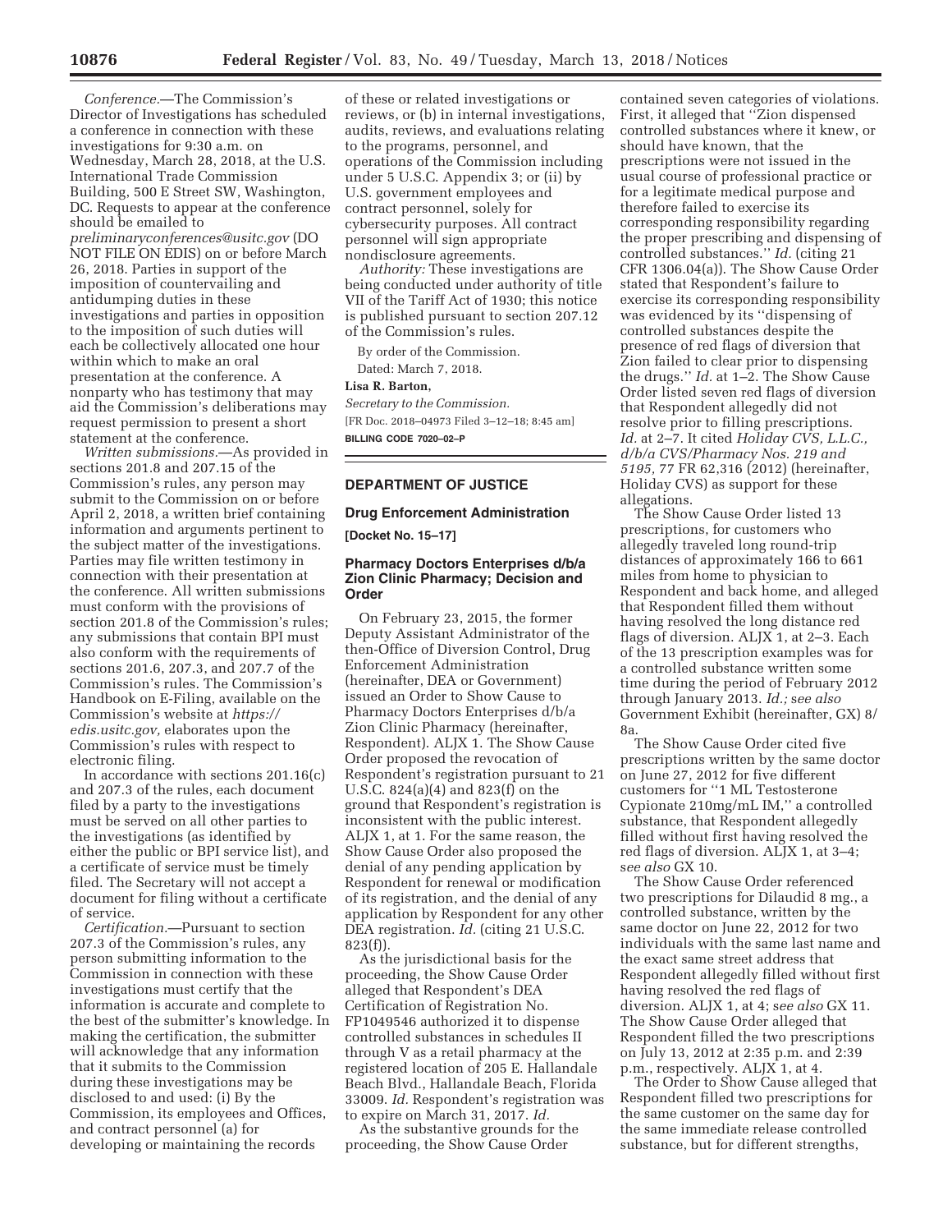*Conference.*—The Commission's Director of Investigations has scheduled a conference in connection with these investigations for 9:30 a.m. on Wednesday, March 28, 2018, at the U.S. International Trade Commission Building, 500 E Street SW, Washington, DC. Requests to appear at the conference should be emailed to *preliminaryconferences@usitc.gov* (DO NOT FILE ON EDIS) on or before March 26, 2018. Parties in support of the imposition of countervailing and antidumping duties in these investigations and parties in opposition to the imposition of such duties will each be collectively allocated one hour within which to make an oral presentation at the conference. A nonparty who has testimony that may aid the Commission's deliberations may request permission to present a short statement at the conference.

*Written submissions.*—As provided in sections 201.8 and 207.15 of the Commission's rules, any person may submit to the Commission on or before April 2, 2018, a written brief containing information and arguments pertinent to the subject matter of the investigations. Parties may file written testimony in connection with their presentation at the conference. All written submissions must conform with the provisions of section 201.8 of the Commission's rules; any submissions that contain BPI must also conform with the requirements of sections 201.6, 207.3, and 207.7 of the Commission's rules. The Commission's Handbook on E-Filing, available on the Commission's website at *https://edis.usitc.gov,* elaborates upon the Commission's rules with respect to electronic filing.

In accordance with sections 201.16(c) and 207.3 of the rules, each document filed by a party to the investigations must be served on all other parties to the investigations (as identified by either the public or BPI service list), and a certificate of service must be timely filed. The Secretary will not accept a document for filing without a certificate of service.

*Certification.*—Pursuant to section 207.3 of the Commission's rules, any person submitting information to the Commission in connection with these investigations must certify that the information is accurate and complete to the best of the submitter's knowledge. In making the certification, the submitter will acknowledge that any information that it submits to the Commission during these investigations may be disclosed to and used: (i) By the Commission, its employees and Offices, and contract personnel (a) for developing or maintaining the records of these or related investigations or reviews, or (b) in internal investigations, audits, reviews, and evaluations relating to the programs, personnel, and operations of the Commission including under 5 U.S.C. Appendix 3; or (ii) by U.S. government employees and contract personnel, solely for cybersecurity purposes. All contract personnel will sign appropriate nondisclosure agreements.

*Authority:* These investigations are being conducted under authority of title VII of the Tariff Act of 1930; this notice is published pursuant to section 207.12 of the Commission's rules.

By order of the Commission.

Dated: March 7, 2018.

**Lisa R. Barton,**

*Secretary to the Commission.*

[FR Doc. 2018–04973 Filed 3–12–18; 8:45 am]

**BILLING CODE 7020–02–P**

## DEPARTMENT OF JUSTICE

### Drug Enforcement Administration

**[Docket No. 15–17]**

### Pharmacy Doctors Enterprises d/b/a Zion Clinic Pharmacy; Decision and Order

On February 23, 2015, the former Deputy Assistant Administrator of the then-Office of Diversion Control, Drug Enforcement Administration (hereinafter, DEA or Government) issued an Order to Show Cause to Pharmacy Doctors Enterprises d/b/a Zion Clinic Pharmacy (hereinafter, Respondent). ALJX 1. The Show Cause Order proposed the revocation of Respondent's registration pursuant to 21 U.S.C. 824(a)(4) and 823(f) on the ground that Respondent's registration is inconsistent with the public interest. ALJX 1, at 1. For the same reason, the Show Cause Order also proposed the denial of any pending application by Respondent for renewal or modification of its registration, and the denial of any application by Respondent for any other DEA registration. *Id.* (citing 21 U.S.C. 823(f)).

As the jurisdictional basis for the proceeding, the Show Cause Order alleged that Respondent's DEA Certification of Registration No. FP1049546 authorized it to dispense controlled substances in schedules II through V as a retail pharmacy at the registered location of 205 E. Hallandale Beach Blvd., Hallandale Beach, Florida 33009. *Id.* Respondent's registration was to expire on March 31, 2017. *Id.*

As the substantive grounds for the proceeding, the Show Cause Order contained seven categories of violations. First, it alleged that ''Zion dispensed controlled substances where it knew, or should have known, that the prescriptions were not issued in the usual course of professional practice or for a legitimate medical purpose and therefore failed to exercise its corresponding responsibility regarding the proper prescribing and dispensing of controlled substances.'' *Id.* (citing 21 CFR 1306.04(a)). The Show Cause Order stated that Respondent's failure to exercise its corresponding responsibility was evidenced by its ''dispensing of controlled substances despite the presence of red flags of diversion that Zion failed to clear prior to dispensing the drugs.'' *Id.* at 1–2. The Show Cause Order listed seven red flags of diversion that Respondent allegedly did not resolve prior to filling prescriptions. *Id.* at 2–7. It cited *Holiday CVS, L.L.C., d/b/a CVS/Pharmacy Nos. 219 and 5195,* 77 FR 62,316 (2012) (hereinafter, Holiday CVS) as support for these allegations.

The Show Cause Order listed 13 prescriptions, for customers who allegedly traveled long round-trip distances of approximately 166 to 661 miles from home to physician to Respondent and back home, and alleged that Respondent filled them without having resolved the long distance red flags of diversion. ALJX 1, at 2–3. Each of the 13 prescription examples was for a controlled substance written some time during the period of February 2012 through January 2013. *Id.;* s*ee also* Government Exhibit (hereinafter, GX) 8/8a.

The Show Cause Order cited five prescriptions written by the same doctor on June 27, 2012 for five different customers for ''1 ML Testosterone Cypionate 210mg/mL IM,'' a controlled substance, that Respondent allegedly filled without first having resolved the red flags of diversion. ALJX 1, at 3–4; s*ee also* GX 10.

The Show Cause Order referenced two prescriptions for Dilaudid 8 mg., a controlled substance, written by the same doctor on June 22, 2012 for two individuals with the same last name and the exact same street address that Respondent allegedly filled without first having resolved the red flags of diversion. ALJX 1, at 4; s*ee also* GX 11. The Show Cause Order alleged that Respondent filled the two prescriptions on July 13, 2012 at 2:35 p.m. and 2:39 p.m., respectively. ALJX 1, at 4.

The Order to Show Cause alleged that Respondent filled two prescriptions for the same customer on the same day for the same immediate release controlled substance, but for different strengths,